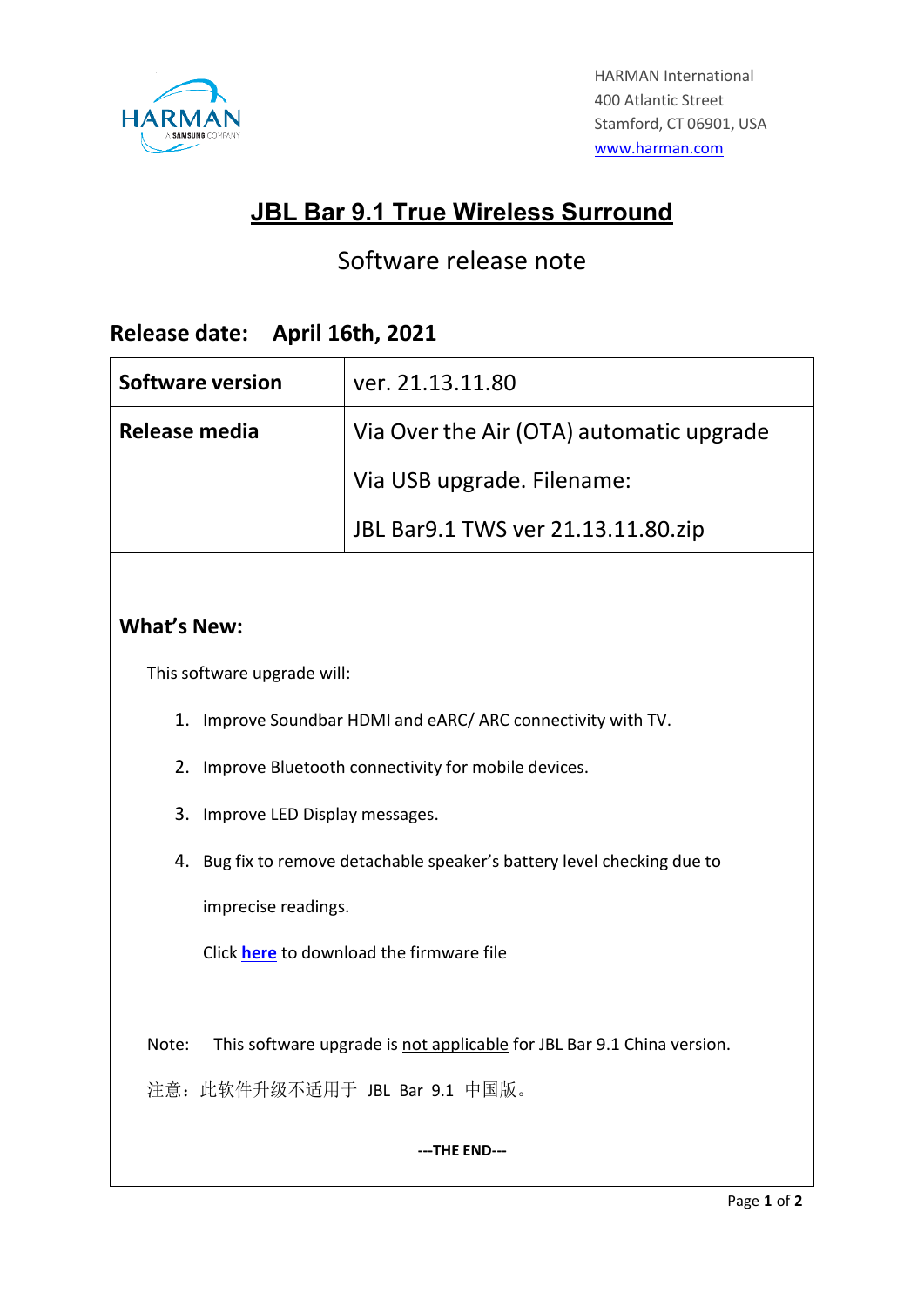HARMAN International
400 Atlantic Street
Stamford, CT 06901, USA
www.harman.com

# JBL Bar 9.1 True Wireless Surround

## Software release note

### Release date: April 16th, 2021

| **Software version** | ver. 21.13.11.80 |
|---|---|
| **Release media** | Via Over the Air (OTA) automatic upgrade<br>Via USB upgrade. Filename:<br>JBL Bar9.1 TWS ver 21.13.11.80.zip |

### What's New:

This software upgrade will:

1. Improve Soundbar HDMI and eARC/ ARC connectivity with TV.
2. Improve Bluetooth connectivity for mobile devices.
3. Improve LED Display messages.
4. Bug fix to remove detachable speaker's battery level checking due to imprecise readings.

   Click **here** to download the firmware file

Note: This software upgrade is not applicable for JBL Bar 9.1 China version.

注意：此软件升级不适用于 JBL Bar 9.1 中国版。

**---THE END---**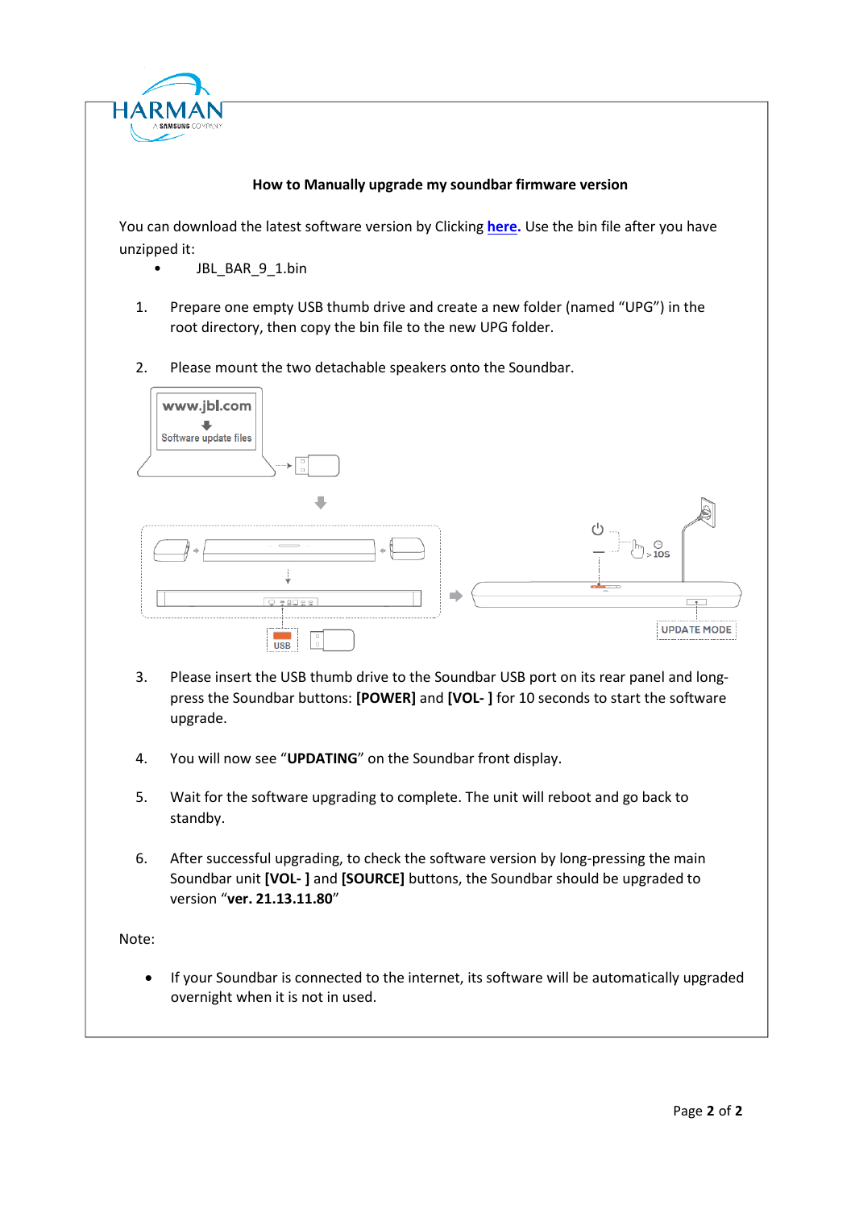**How to Manually upgrade my soundbar firmware version**

You can download the latest software version by Clicking **here.** Use the bin file after you have unzipped it:

- JBL_BAR_9_1.bin

1. Prepare one empty USB thumb drive and create a new folder (named "UPG") in the root directory, then copy the bin file to the new UPG folder.

2. Please mount the two detachable speakers onto the Soundbar.

www.jbl.com
Software update files
USB
> 10S
UPDATE MODE

3. Please insert the USB thumb drive to the Soundbar USB port on its rear panel and long-press the Soundbar buttons: **[POWER]** and **[VOL- ]** for 10 seconds to start the software upgrade.

4. You will now see "**UPDATING**" on the Soundbar front display.

5. Wait for the software upgrading to complete. The unit will reboot and go back to standby.

6. After successful upgrading, to check the software version by long-pressing the main Soundbar unit **[VOL- ]** and **[SOURCE]** buttons, the Soundbar should be upgraded to version "**ver. 21.13.11.80**"

Note:

- If your Soundbar is connected to the internet, its software will be automatically upgraded overnight when it is not in used.